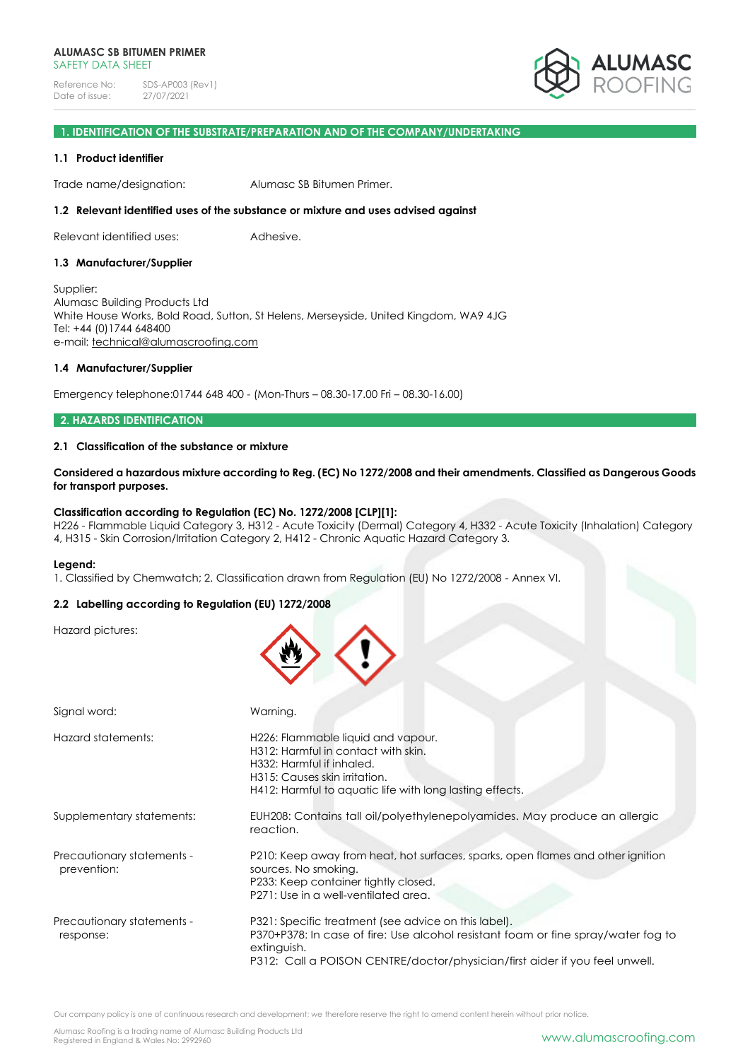**ALUMASC SB BITUMEN PRIMER**
SAFETY DATA SHEET

Reference No: SDS-AP003 (Rev1)
Date of issue: 27/07/2021

## 1. IDENTIFICATION OF THE SUBSTRATE/PREPARATION AND OF THE COMPANY/UNDERTAKING

### 1.1 Product identifier

Trade name/designation: Alumasc SB Bitumen Primer.

### 1.2 Relevant identified uses of the substance or mixture and uses advised against

Relevant identified uses: Adhesive.

### 1.3 Manufacturer/Supplier

Supplier:
Alumasc Building Products Ltd
White House Works, Bold Road, Sutton, St Helens, Merseyside, United Kingdom, WA9 4JG
Tel: +44 (0)1744 648400
e-mail: technical@alumascroofing.com

### 1.4 Manufacturer/Supplier

Emergency telephone:01744 648 400 - (Mon-Thurs – 08.30-17.00 Fri – 08.30-16.00)

## 2. HAZARDS IDENTIFICATION

### 2.1 Classification of the substance or mixture

**Considered a hazardous mixture according to Reg. (EC) No 1272/2008 and their amendments. Classified as Dangerous Goods for transport purposes.**

**Classification according to Regulation (EC) No. 1272/2008 [CLP][1]:**
H226 - Flammable Liquid Category 3, H312 - Acute Toxicity (Dermal) Category 4, H332 - Acute Toxicity (Inhalation) Category 4, H315 - Skin Corrosion/Irritation Category 2, H412 - Chronic Aquatic Hazard Category 3.

**Legend:**
1. Classified by Chemwatch; 2. Classification drawn from Regulation (EU) No 1272/2008 - Annex VI.

### 2.2 Labelling according to Regulation (EU) 1272/2008

Hazard pictures:

Signal word: Warning.

Hazard statements:
H226: Flammable liquid and vapour.
H312: Harmful in contact with skin.
H332: Harmful if inhaled.
H315: Causes skin irritation.
H412: Harmful to aquatic life with long lasting effects.

Supplementary statements:
EUH208: Contains tall oil/polyethylenepolyamides. May produce an allergic reaction.

Precautionary statements - prevention:
P210: Keep away from heat, hot surfaces, sparks, open flames and other ignition sources. No smoking.
P233: Keep container tightly closed.
P271: Use in a well-ventilated area.

Precautionary statements - response:
P321: Specific treatment (see advice on this label).
P370+P378: In case of fire: Use alcohol resistant foam or fine spray/water fog to extinguish.
P312: Call a POISON CENTRE/doctor/physician/first aider if you feel unwell.

Our company policy is one of continuous research and development; we therefore reserve the right to amend content herein without prior notice.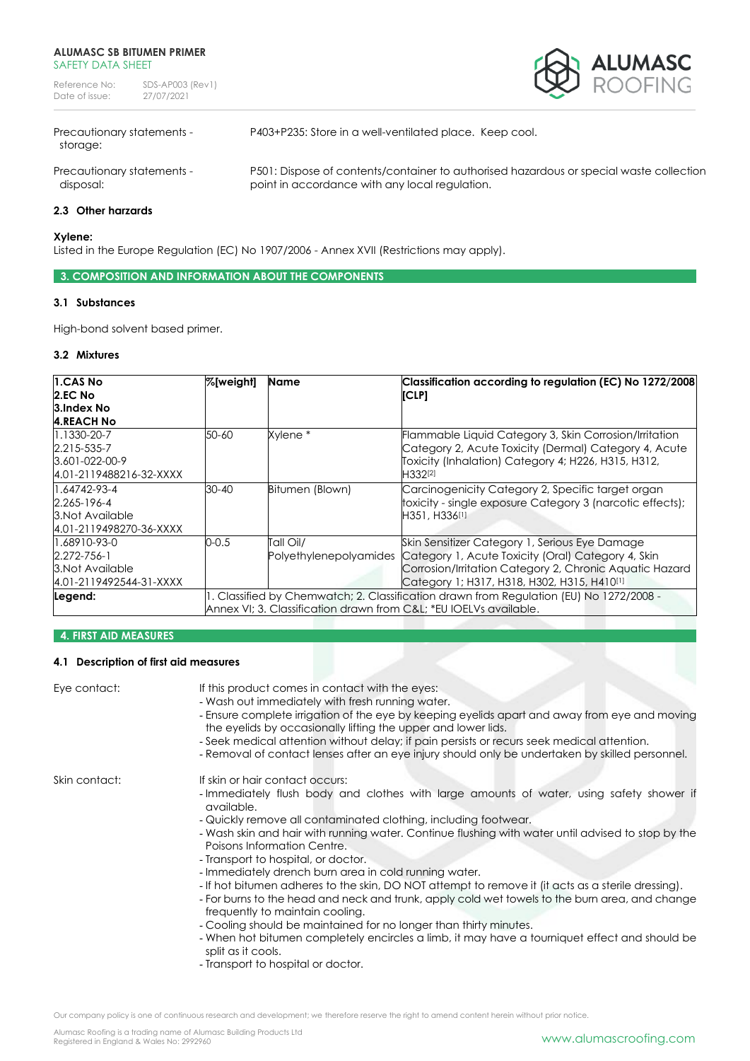| | |
|---|---|
| Precautionary statements - storage: | P403+P235: Store in a well-ventilated place. Keep cool. |
| Precautionary statements - disposal: | P501: Dispose of contents/container to authorised hazardous or special waste collection point in accordance with any local regulation. |

### 2.3 Other harzards

**Xylene:**
Listed in the Europe Regulation (EC) No 1907/2006 - Annex XVII (Restrictions may apply).

## 3. COMPOSITION AND INFORMATION ABOUT THE COMPONENTS

### 3.1 Substances

High-bond solvent based primer.

### 3.2 Mixtures

| 1.CAS No<br>2.EC No<br>3.Index No<br>4.REACH No | %[weight] | Name | Classification according to regulation (EC) No 1272/2008 [CLP] |
|---|---|---|---|
| 1.1330-20-7<br>2.215-535-7<br>3.601-022-00-9<br>4.01-2119488216-32-XXXX | 50-60 | Xylene * | Flammable Liquid Category 3, Skin Corrosion/Irritation Category 2, Acute Toxicity (Dermal) Category 4, Acute Toxicity (Inhalation) Category 4; H226, H315, H312, H332[2] |
| 1.64742-93-4<br>2.265-196-4<br>3.Not Available<br>4.01-2119498270-36-XXXX | 30-40 | Bitumen (Blown) | Carcinogenicity Category 2, Specific target organ toxicity - single exposure Category 3 (narcotic effects); H351, H336[1] |
| 1.68910-93-0<br>2.272-756-1<br>3.Not Available<br>4.01-2119492544-31-XXXX | 0-0.5 | Tall Oil/ Polyethylenepolyamides | Skin Sensitizer Category 1, Serious Eye Damage Category 1, Acute Toxicity (Oral) Category 4, Skin Corrosion/Irritation Category 2, Chronic Aquatic Hazard Category 1; H317, H318, H302, H315, H410[1] |
| **Legend:** | 1. Classified by Chemwatch; 2. Classification drawn from Regulation (EU) No 1272/2008 - Annex VI; 3. Classification drawn from C&L; *EU IOELVs available. | | |

## 4. FIRST AID MEASURES

### 4.1 Description of first aid measures

**Eye contact:**

If this product comes in contact with the eyes:
- Wash out immediately with fresh running water.
- Ensure complete irrigation of the eye by keeping eyelids apart and away from eye and moving the eyelids by occasionally lifting the upper and lower lids.
- Seek medical attention without delay; if pain persists or recurs seek medical attention.
- Removal of contact lenses after an eye injury should only be undertaken by skilled personnel.

**Skin contact:**

If skin or hair contact occurs:
- Immediately flush body and clothes with large amounts of water, using safety shower if available.
- Quickly remove all contaminated clothing, including footwear.
- Wash skin and hair with running water. Continue flushing with water until advised to stop by the Poisons Information Centre.
- Transport to hospital, or doctor.
- Immediately drench burn area in cold running water.
- If hot bitumen adheres to the skin, DO NOT attempt to remove it (it acts as a sterile dressing).
- For burns to the head and neck and trunk, apply cold wet towels to the burn area, and change frequently to maintain cooling.
- Cooling should be maintained for no longer than thirty minutes.
- When hot bitumen completely encircles a limb, it may have a tourniquet effect and should be split as it cools.
- Transport to hospital or doctor.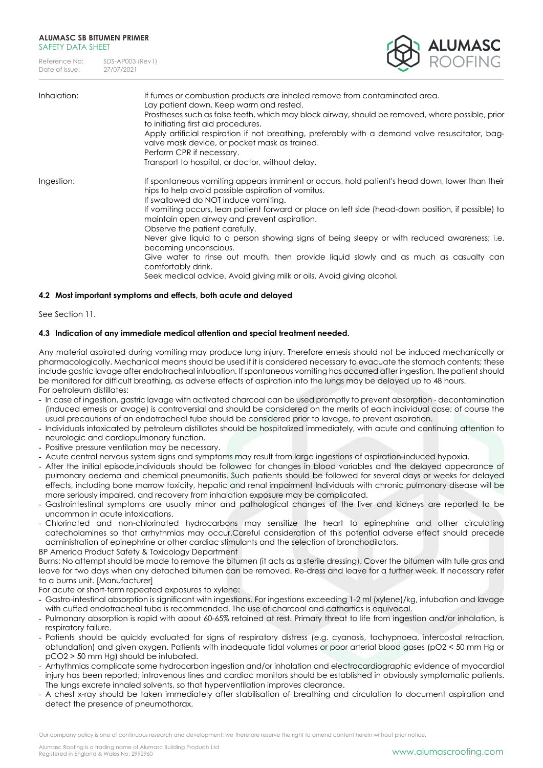| | |
|---|---|
| Inhalation: | If fumes or combustion products are inhaled remove from contaminated area.<br>Lay patient down. Keep warm and rested.<br>Prostheses such as false teeth, which may block airway, should be removed, where possible, prior to initiating first aid procedures.<br>Apply artificial respiration if not breathing, preferably with a demand valve resuscitator, bag-valve mask device, or pocket mask as trained.<br>Perform CPR if necessary.<br>Transport to hospital, or doctor, without delay. |
| Ingestion: | If spontaneous vomiting appears imminent or occurs, hold patient's head down, lower than their hips to help avoid possible aspiration of vomitus.<br>If swallowed do NOT induce vomiting.<br>If vomiting occurs, lean patient forward or place on left side (head-down position, if possible) to maintain open airway and prevent aspiration.<br>Observe the patient carefully.<br>Never give liquid to a person showing signs of being sleepy or with reduced awareness; i.e. becoming unconscious.<br>Give water to rinse out mouth, then provide liquid slowly and as much as casualty can comfortably drink.<br>Seek medical advice. Avoid giving milk or oils. Avoid giving alcohol. |

### 4.2 Most important symptoms and effects, both acute and delayed

See Section 11.

### 4.3 Indication of any immediate medical attention and special treatment needed.

Any material aspirated during vomiting may produce lung injury. Therefore emesis should not be induced mechanically or pharmacologically. Mechanical means should be used if it is considered necessary to evacuate the stomach contents; these include gastric lavage after endotracheal intubation. If spontaneous vomiting has occurred after ingestion, the patient should be monitored for difficult breathing, as adverse effects of aspiration into the lungs may be delayed up to 48 hours.

For petroleum distillates:

- In case of ingestion, gastric lavage with activated charcoal can be used promptly to prevent absorption - decontamination (induced emesis or lavage) is controversial and should be considered on the merits of each individual case; of course the usual precautions of an endotracheal tube should be considered prior to lavage, to prevent aspiration.
- Individuals intoxicated by petroleum distillates should be hospitalized immediately, with acute and continuing attention to neurologic and cardiopulmonary function.
- Positive pressure ventilation may be necessary.
- Acute central nervous system signs and symptoms may result from large ingestions of aspiration-induced hypoxia.
- After the initial episode,individuals should be followed for changes in blood variables and the delayed appearance of pulmonary oedema and chemical pneumonitis. Such patients should be followed for several days or weeks for delayed effects, including bone marrow toxicity, hepatic and renal impairment Individuals with chronic pulmonary disease will be more seriously impaired, and recovery from inhalation exposure may be complicated.
- Gastrointestinal symptoms are usually minor and pathological changes of the liver and kidneys are reported to be uncommon in acute intoxications.
- Chlorinated and non-chlorinated hydrocarbons may sensitize the heart to epinephrine and other circulating catecholamines so that arrhythmias may occur.Careful consideration of this potential adverse effect should precede administration of epinephrine or other cardiac stimulants and the selection of bronchodilators.

BP America Product Safety & Toxicology Department

Burns: No attempt should be made to remove the bitumen (it acts as a sterile dressing). Cover the bitumen with tulle gras and leave for two days when any detached bitumen can be removed. Re-dress and leave for a further week. If necessary refer to a burns unit. [Manufacturer]

For acute or short-term repeated exposures to xylene:

- Gastro-intestinal absorption is significant with ingestions. For ingestions exceeding 1-2 ml (xylene)/kg, intubation and lavage with cuffed endotracheal tube is recommended. The use of charcoal and cathartics is equivocal.
- Pulmonary absorption is rapid with about 60-65% retained at rest. Primary threat to life from ingestion and/or inhalation, is respiratory failure.
- Patients should be quickly evaluated for signs of respiratory distress (e.g. cyanosis, tachypnoea, intercostal retraction, obtundation) and given oxygen. Patients with inadequate tidal volumes or poor arterial blood gases ($pO_2$ < 50 mm Hg or $pCO_2$ > 50 mm Hg) should be intubated.
- Arrhythmias complicate some hydrocarbon ingestion and/or inhalation and electrocardiographic evidence of myocardial injury has been reported; intravenous lines and cardiac monitors should be established in obviously symptomatic patients. The lungs excrete inhaled solvents, so that hyperventilation improves clearance.
- A chest x-ray should be taken immediately after stabilisation of breathing and circulation to document aspiration and detect the presence of pneumothorax.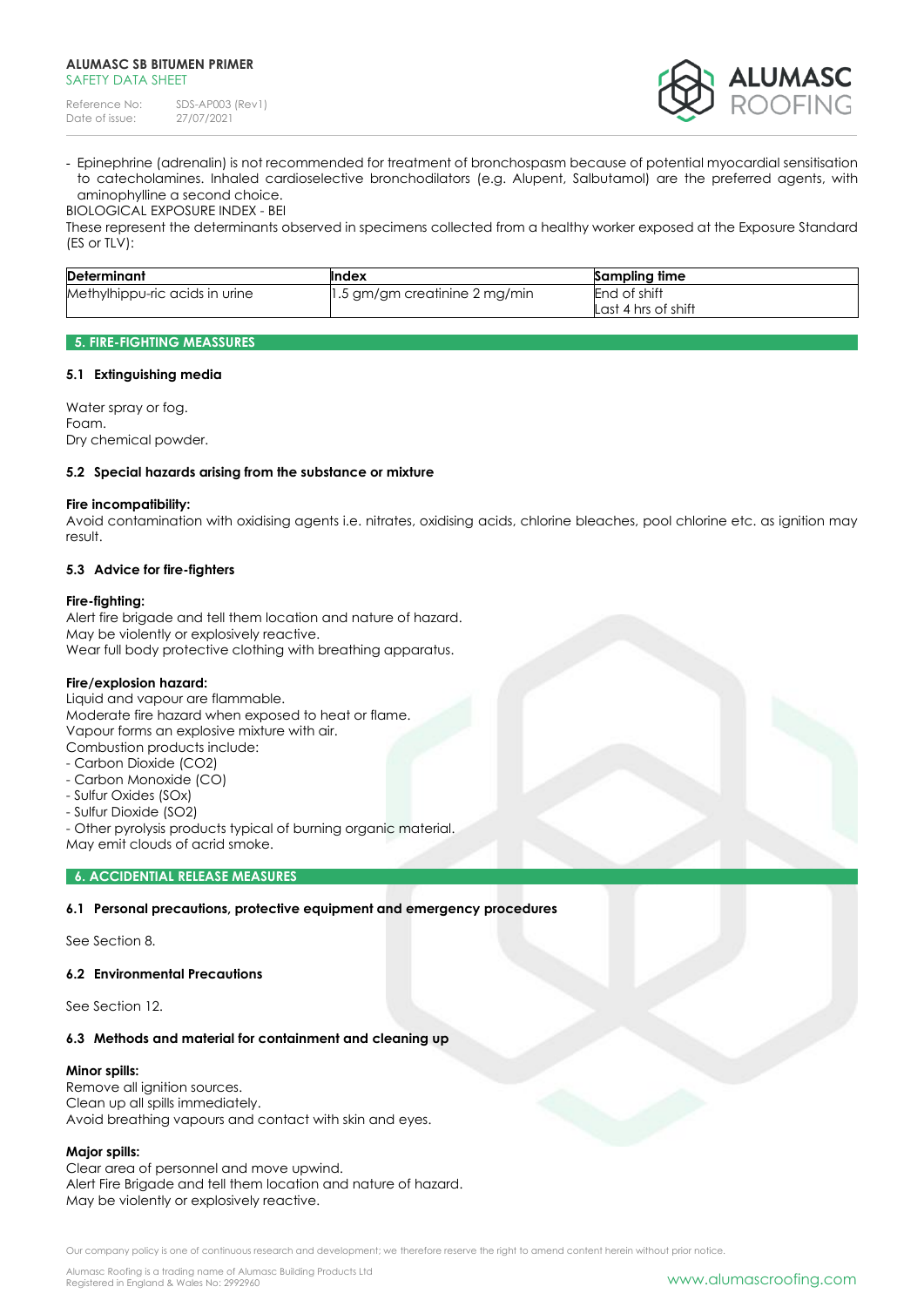- Epinephrine (adrenalin) is not recommended for treatment of bronchospasm because of potential myocardial sensitisation to catecholamines. Inhaled cardioselective bronchodilators (e.g. Alupent, Salbutamol) are the preferred agents, with aminophylline a second choice.

BIOLOGICAL EXPOSURE INDEX - BEI

These represent the determinants observed in specimens collected from a healthy worker exposed at the Exposure Standard (ES or TLV):

| Determinant | Index | Sampling time |
|---|---|---|
| Methylhippu-ric acids in urine | 1.5 gm/gm creatinine 2 mg/min | End of shift<br>Last 4 hrs of shift |

## 5. FIRE-FIGHTING MEASSURES

### 5.1 Extinguishing media

Water spray or fog.
Foam.
Dry chemical powder.

### 5.2 Special hazards arising from the substance or mixture

**Fire incompatibility:**
Avoid contamination with oxidising agents i.e. nitrates, oxidising acids, chlorine bleaches, pool chlorine etc. as ignition may result.

### 5.3 Advice for fire-fighters

**Fire-fighting:**
Alert fire brigade and tell them location and nature of hazard.
May be violently or explosively reactive.
Wear full body protective clothing with breathing apparatus.

**Fire/explosion hazard:**
Liquid and vapour are flammable.
Moderate fire hazard when exposed to heat or flame.
Vapour forms an explosive mixture with air.
Combustion products include:
- Carbon Dioxide ($CO_2$)
- Carbon Monoxide (CO)
- Sulfur Oxides ($SO_x$)
- Sulfur Dioxide ($SO_2$)
- Other pyrolysis products typical of burning organic material.

May emit clouds of acrid smoke.

## 6. ACCIDENTIAL RELEASE MEASURES

### 6.1 Personal precautions, protective equipment and emergency procedures

See Section 8.

### 6.2 Environmental Precautions

See Section 12.

### 6.3 Methods and material for containment and cleaning up

**Minor spills:**
Remove all ignition sources.
Clean up all spills immediately.
Avoid breathing vapours and contact with skin and eyes.

**Major spills:**
Clear area of personnel and move upwind.
Alert Fire Brigade and tell them location and nature of hazard.
May be violently or explosively reactive.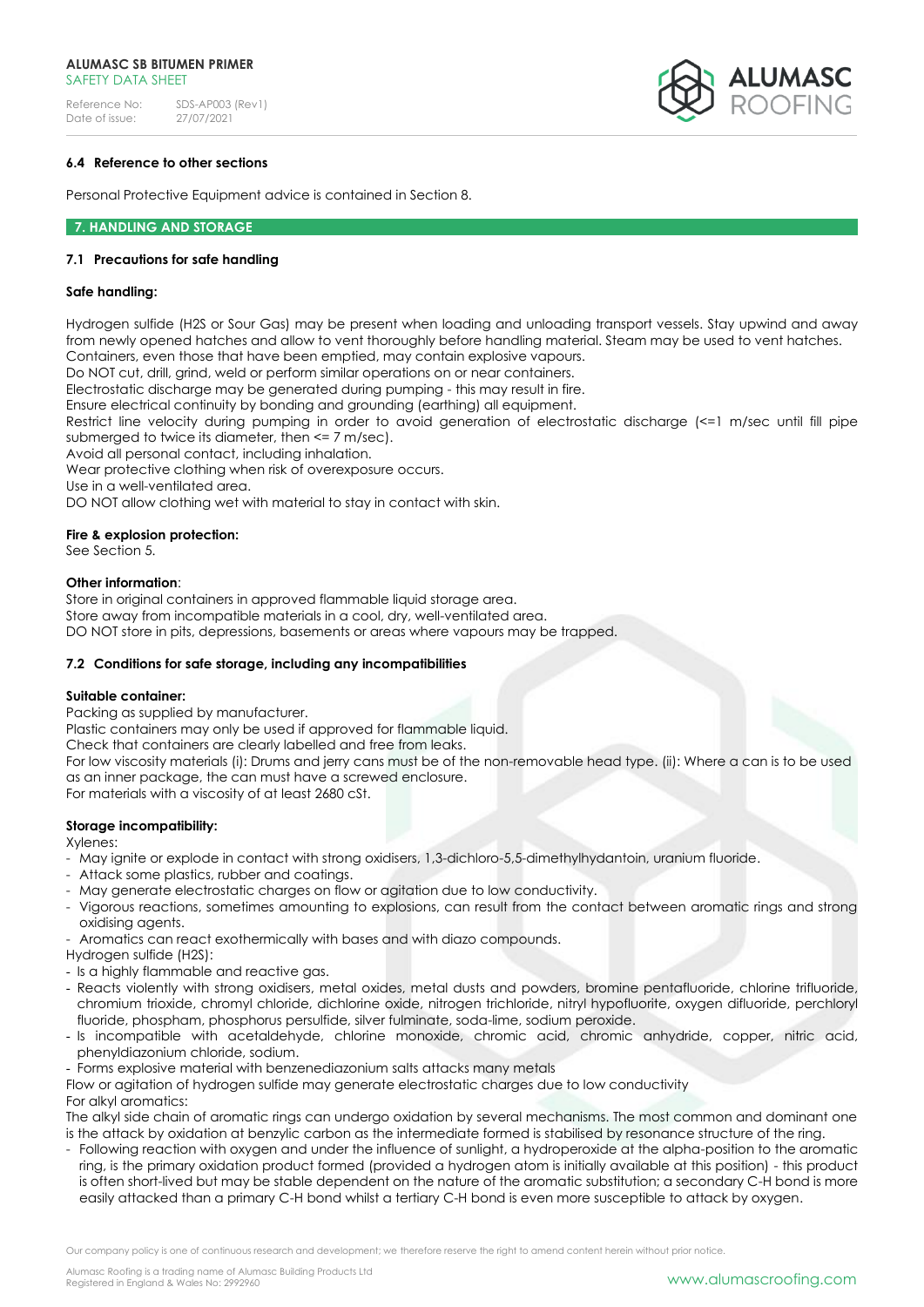### 6.4 Reference to other sections

Personal Protective Equipment advice is contained in Section 8.

## 7. HANDLING AND STORAGE

### 7.1 Precautions for safe handling

**Safe handling:**

Hydrogen sulfide (H2S or Sour Gas) may be present when loading and unloading transport vessels. Stay upwind and away from newly opened hatches and allow to vent thoroughly before handling material. Steam may be used to vent hatches.
Containers, even those that have been emptied, may contain explosive vapours.
Do NOT cut, drill, grind, weld or perform similar operations on or near containers.
Electrostatic discharge may be generated during pumping - this may result in fire.
Ensure electrical continuity by bonding and grounding (earthing) all equipment.
Restrict line velocity during pumping in order to avoid generation of electrostatic discharge (<=1 m/sec until fill pipe submerged to twice its diameter, then <= 7 m/sec).
Avoid all personal contact, including inhalation.
Wear protective clothing when risk of overexposure occurs.
Use in a well-ventilated area.
DO NOT allow clothing wet with material to stay in contact with skin.

**Fire & explosion protection:**
See Section 5.

**Other information**:
Store in original containers in approved flammable liquid storage area.
Store away from incompatible materials in a cool, dry, well-ventilated area.
DO NOT store in pits, depressions, basements or areas where vapours may be trapped.

### 7.2 Conditions for safe storage, including any incompatibilities

**Suitable container:**
Packing as supplied by manufacturer.
Plastic containers may only be used if approved for flammable liquid.
Check that containers are clearly labelled and free from leaks.
For low viscosity materials (i): Drums and jerry cans must be of the non-removable head type. (ii): Where a can is to be used as an inner package, the can must have a screwed enclosure.
For materials with a viscosity of at least 2680 cSt.

**Storage incompatibility:**
Xylenes:
- May ignite or explode in contact with strong oxidisers, 1,3-dichloro-5,5-dimethylhydantoin, uranium fluoride.
- Attack some plastics, rubber and coatings.
- May generate electrostatic charges on flow or agitation due to low conductivity.
- Vigorous reactions, sometimes amounting to explosions, can result from the contact between aromatic rings and strong oxidising agents.
- Aromatics can react exothermically with bases and with diazo compounds.

Hydrogen sulfide (H2S):
- Is a highly flammable and reactive gas.
- Reacts violently with strong oxidisers, metal oxides, metal dusts and powders, bromine pentafluoride, chlorine trifluoride, chromium trioxide, chromyl chloride, dichlorine oxide, nitrogen trichloride, nitryl hypofluorite, oxygen difluoride, perchloryl fluoride, phospham, phosphorus persulfide, silver fulminate, soda-lime, sodium peroxide.
- Is incompatible with acetaldehyde, chlorine monoxide, chromic acid, chromic anhydride, copper, nitric acid, phenyldiazonium chloride, sodium.
- Forms explosive material with benzenediazonium salts attacks many metals

Flow or agitation of hydrogen sulfide may generate electrostatic charges due to low conductivity
For alkyl aromatics:
The alkyl side chain of aromatic rings can undergo oxidation by several mechanisms. The most common and dominant one is the attack by oxidation at benzylic carbon as the intermediate formed is stabilised by resonance structure of the ring.
- Following reaction with oxygen and under the influence of sunlight, a hydroperoxide at the alpha-position to the aromatic ring, is the primary oxidation product formed (provided a hydrogen atom is initially available at this position) - this product is often short-lived but may be stable dependent on the nature of the aromatic substitution; a secondary C-H bond is more easily attacked than a primary C-H bond whilst a tertiary C-H bond is even more susceptible to attack by oxygen.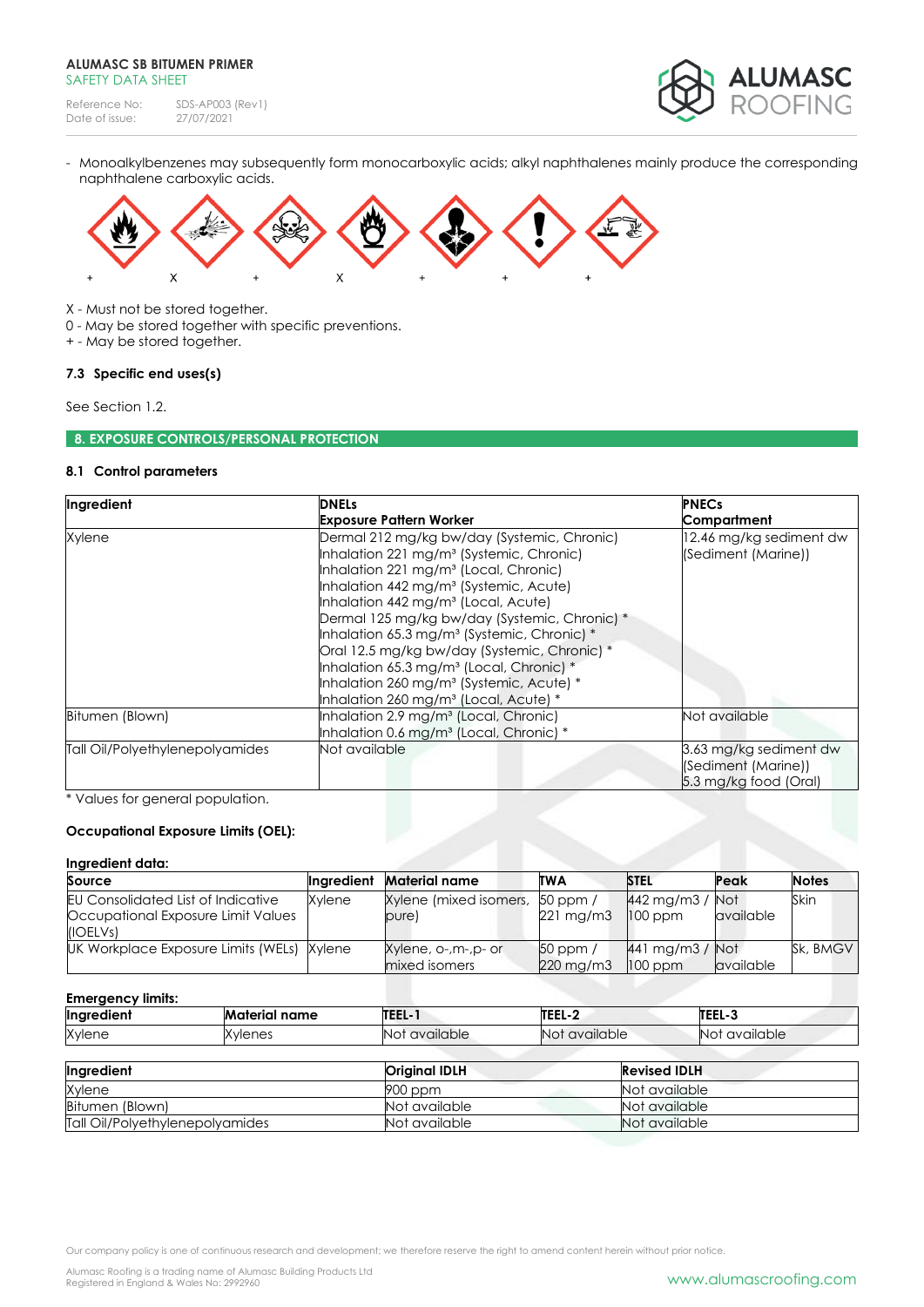- Monoalkylbenzenes may subsequently form monocarboxylic acids; alkyl naphthalenes mainly produce the corresponding naphthalene carboxylic acids.

+ X + X + + +

X - Must not be stored together.
0 - May be stored together with specific preventions.
+ - May be stored together.

### 7.3 Specific end uses(s)

See Section 1.2.

## 8. EXPOSURE CONTROLS/PERSONAL PROTECTION

### 8.1 Control parameters

| Ingredient | DNELs<br>Exposure Pattern Worker | PNECs<br>Compartment |
|---|---|---|
| Xylene | Dermal 212 mg/kg bw/day (Systemic, Chronic)<br>Inhalation 221 mg/m³ (Systemic, Chronic)<br>Inhalation 221 mg/m³ (Local, Chronic)<br>Inhalation 442 mg/m³ (Systemic, Acute)<br>Inhalation 442 mg/m³ (Local, Acute)<br>Dermal 125 mg/kg bw/day (Systemic, Chronic) *<br>Inhalation 65.3 mg/m³ (Systemic, Chronic) *<br>Oral 12.5 mg/kg bw/day (Systemic, Chronic) *<br>Inhalation 65.3 mg/m³ (Local, Chronic) *<br>Inhalation 260 mg/m³ (Systemic, Acute) *<br>Inhalation 260 mg/m³ (Local, Acute) * | 12.46 mg/kg sediment dw (Sediment (Marine)) |
| Bitumen (Blown) | Inhalation 2.9 mg/m³ (Local, Chronic)<br>Inhalation 0.6 mg/m³ (Local, Chronic) * | Not available |
| Tall Oil/Polyethylenepolyamides | Not available | 3.63 mg/kg sediment dw (Sediment (Marine))<br>5.3 mg/kg food (Oral) |

* Values for general population.

**Occupational Exposure Limits (OEL):**

**Ingredient data:**

| Source | Ingredient | Material name | TWA | STEL | Peak | Notes |
|---|---|---|---|---|---|---|
| EU Consolidated List of Indicative Occupational Exposure Limit Values (IOELVs) | Xylene | Xylene (mixed isomers, pure) | 50 ppm / 221 mg/m3 | 442 mg/m3 / 100 ppm | Not available | Skin |
| UK Workplace Exposure Limits (WELs) | Xylene | Xylene, o-,m-,p- or mixed isomers | 50 ppm / 220 mg/m3 | 441 mg/m3 / 100 ppm | Not available | Sk, BMGV |

**Emergency limits:**

| Ingredient | Material name | TEEL-1 | TEEL-2 | TEEL-3 |
|---|---|---|---|---|
| Xylene | Xylenes | Not available | Not available | Not available |

| Ingredient | Original IDLH | Revised IDLH |
|---|---|---|
| Xylene | 900 ppm | Not available |
| Bitumen (Blown) | Not available | Not available |
| Tall Oil/Polyethylenepolyamides | Not available | Not available |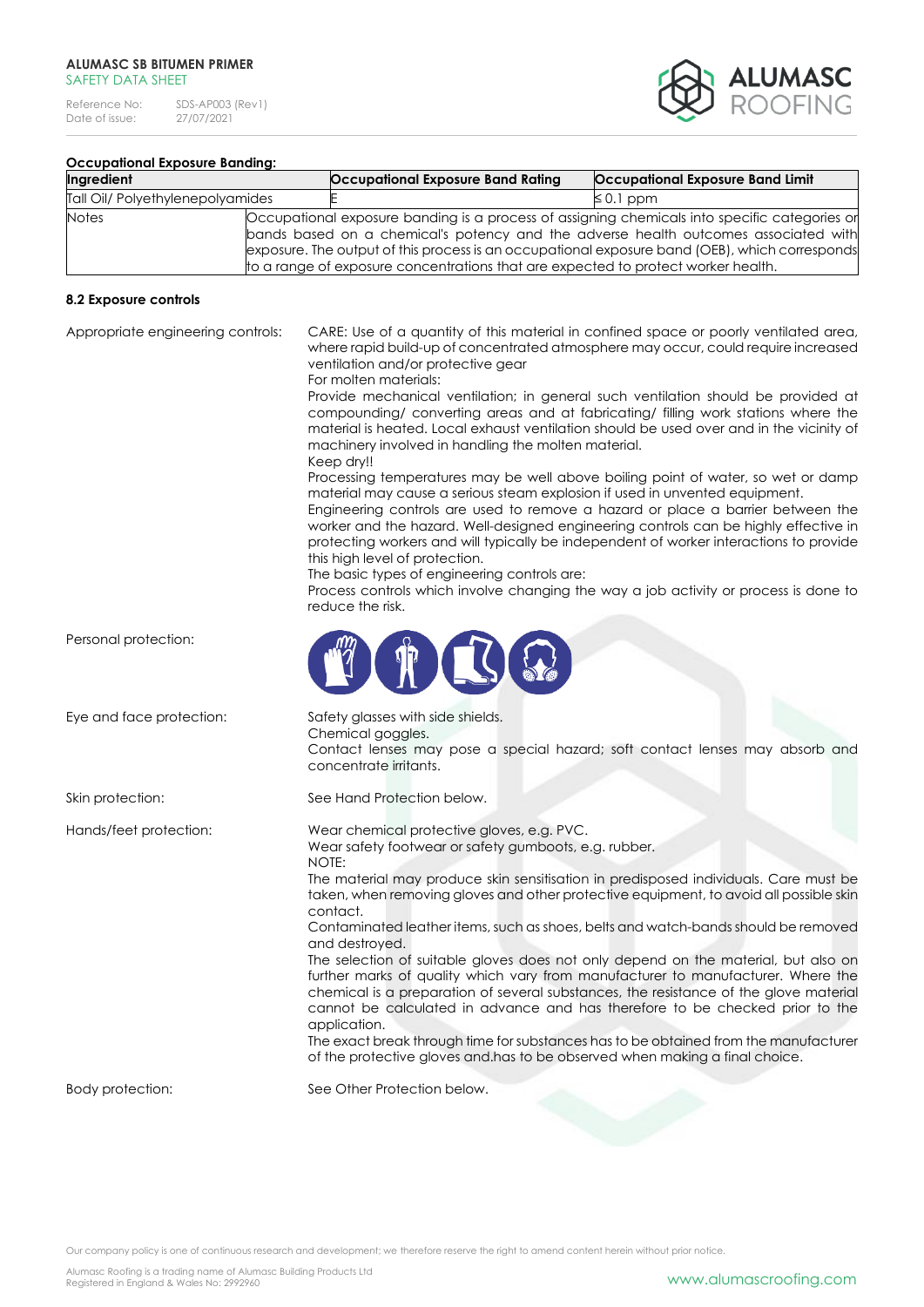**Occupational Exposure Banding:**

| Ingredient | Occupational Exposure Band Rating | Occupational Exposure Band Limit |
|---|---|---|
| Tall Oil/ Polyethylenepolyamides | E | ≤ 0.1 ppm |
| Notes | Occupational exposure banding is a process of assigning chemicals into specific categories or bands based on a chemical's potency and the adverse health outcomes associated with exposure. The output of this process is an occupational exposure band (OEB), which corresponds to a range of exposure concentrations that are expected to protect worker health. | |

**8.2 Exposure controls**

Appropriate engineering controls: CARE: Use of a quantity of this material in confined space or poorly ventilated area, where rapid build-up of concentrated atmosphere may occur, could require increased ventilation and/or protective gear
For molten materials:
Provide mechanical ventilation; in general such ventilation should be provided at compounding/ converting areas and at fabricating/ filling work stations where the material is heated. Local exhaust ventilation should be used over and in the vicinity of machinery involved in handling the molten material.
Keep dry!!
Processing temperatures may be well above boiling point of water, so wet or damp material may cause a serious steam explosion if used in unvented equipment.
Engineering controls are used to remove a hazard or place a barrier between the worker and the hazard. Well-designed engineering controls can be highly effective in protecting workers and will typically be independent of worker interactions to provide this high level of protection.
The basic types of engineering controls are:
Process controls which involve changing the way a job activity or process is done to reduce the risk.

Personal protection:

Eye and face protection: Safety glasses with side shields.
Chemical goggles.
Contact lenses may pose a special hazard; soft contact lenses may absorb and concentrate irritants.

Skin protection: See Hand Protection below.

Hands/feet protection: Wear chemical protective gloves, e.g. PVC.
Wear safety footwear or safety gumboots, e.g. rubber.
NOTE:
The material may produce skin sensitisation in predisposed individuals. Care must be taken, when removing gloves and other protective equipment, to avoid all possible skin contact.
Contaminated leather items, such as shoes, belts and watch-bands should be removed and destroyed.
The selection of suitable gloves does not only depend on the material, but also on further marks of quality which vary from manufacturer to manufacturer. Where the chemical is a preparation of several substances, the resistance of the glove material cannot be calculated in advance and has therefore to be checked prior to the application.
The exact break through time for substances has to be obtained from the manufacturer of the protective gloves and.has to be observed when making a final choice.

Body protection: See Other Protection below.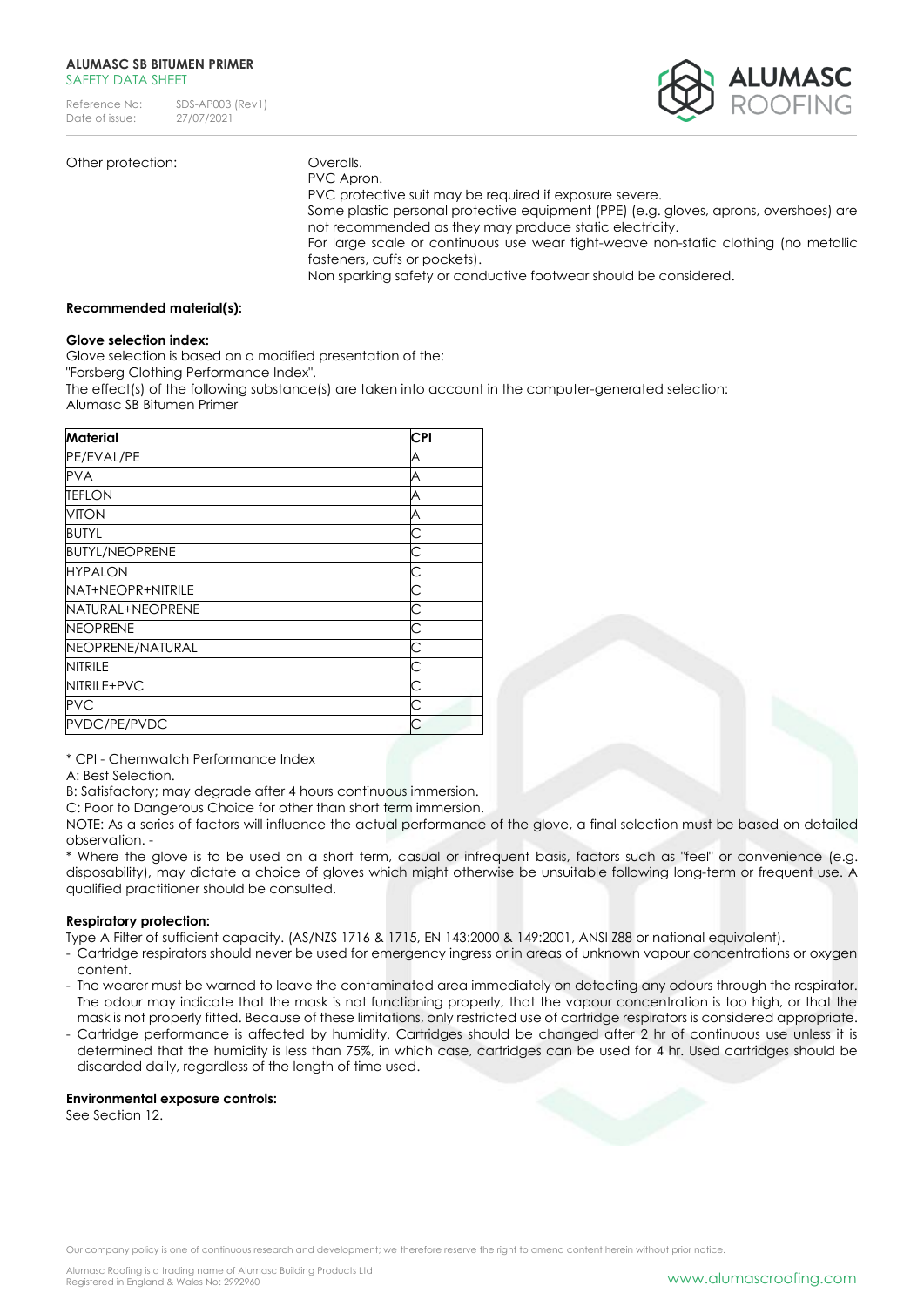Other protection: Overalls.
PVC Apron.
PVC protective suit may be required if exposure severe.
Some plastic personal protective equipment (PPE) (e.g. gloves, aprons, overshoes) are not recommended as they may produce static electricity.
For large scale or continuous use wear tight-weave non-static clothing (no metallic fasteners, cuffs or pockets).
Non sparking safety or conductive footwear should be considered.

**Recommended material(s):**

**Glove selection index:**
Glove selection is based on a modified presentation of the:
"Forsberg Clothing Performance Index".
The effect(s) of the following substance(s) are taken into account in the computer-generated selection:
Alumasc SB Bitumen Primer

| Material | CPI |
|---|---|
| PE/EVAL/PE | A |
| PVA | A |
| TEFLON | A |
| VITON | A |
| BUTYL | C |
| BUTYL/NEOPRENE | C |
| HYPALON | C |
| NAT+NEOPR+NITRILE | C |
| NATURAL+NEOPRENE | C |
| NEOPRENE | C |
| NEOPRENE/NATURAL | C |
| NITRILE | C |
| NITRILE+PVC | C |
| PVC | C |
| PVDC/PE/PVDC | C |

* CPI - Chemwatch Performance Index
A: Best Selection.
B: Satisfactory; may degrade after 4 hours continuous immersion.
C: Poor to Dangerous Choice for other than short term immersion.
NOTE: As a series of factors will influence the actual performance of the glove, a final selection must be based on detailed observation. -
* Where the glove is to be used on a short term, casual or infrequent basis, factors such as "feel" or convenience (e.g. disposability), may dictate a choice of gloves which might otherwise be unsuitable following long-term or frequent use. A qualified practitioner should be consulted.

**Respiratory protection:**
Type A Filter of sufficient capacity. (AS/NZS 1716 & 1715, EN 143:2000 & 149:2001, ANSI Z88 or national equivalent).

- Cartridge respirators should never be used for emergency ingress or in areas of unknown vapour concentrations or oxygen content.
- The wearer must be warned to leave the contaminated area immediately on detecting any odours through the respirator. The odour may indicate that the mask is not functioning properly, that the vapour concentration is too high, or that the mask is not properly fitted. Because of these limitations, only restricted use of cartridge respirators is considered appropriate.
- Cartridge performance is affected by humidity. Cartridges should be changed after 2 hr of continuous use unless it is determined that the humidity is less than 75%, in which case, cartridges can be used for 4 hr. Used cartridges should be discarded daily, regardless of the length of time used.

**Environmental exposure controls:**
See Section 12.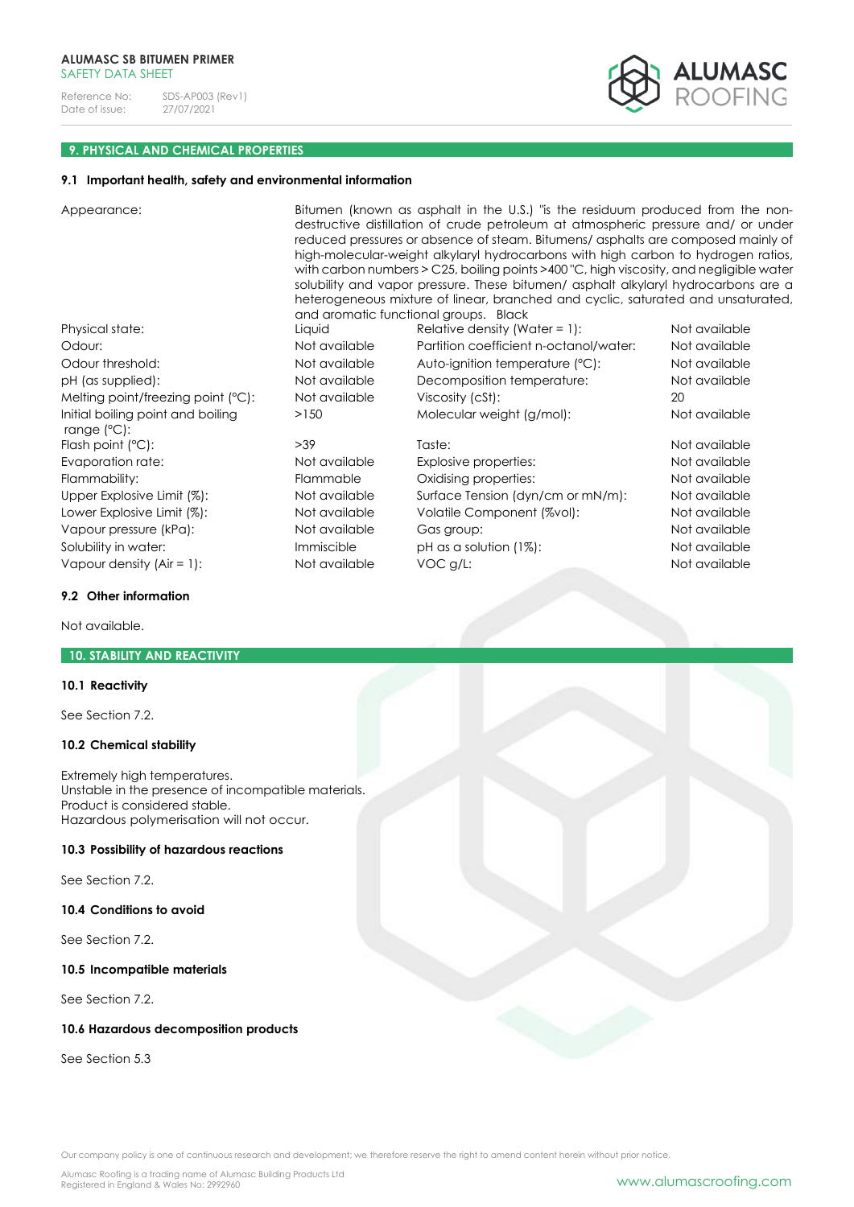## 9. PHYSICAL AND CHEMICAL PROPERTIES

### 9.1 Important health, safety and environmental information

Appearance: Bitumen (known as asphalt in the U.S.) "is the residuum produced from the non-destructive distillation of crude petroleum at atmospheric pressure and/ or under reduced pressures or absence of steam. Bitumens/ asphalts are composed mainly of high-molecular-weight alkylaryl hydrocarbons with high carbon to hydrogen ratios, with carbon numbers > C25, boiling points >400 °C, high viscosity, and negligible water solubility and vapor pressure. These bitumen/ asphalt alkylaryl hydrocarbons are a heterogeneous mixture of linear, branched and cyclic, saturated and unsaturated, and aromatic functional groups. Black

| | | | |
|---|---|---|---|
| Physical state: | Liquid | Relative density (Water = 1): | Not available |
| Odour: | Not available | Partition coefficient n-octanol/water: | Not available |
| Odour threshold: | Not available | Auto-ignition temperature (°C): | Not available |
| pH (as supplied): | Not available | Decomposition temperature: | Not available |
| Melting point/freezing point (°C): | Not available | Viscosity (cSt): | 20 |
| Initial boiling point and boiling range (°C): | >150 | Molecular weight (g/mol): | Not available |
| Flash point (°C): | >39 | Taste: | Not available |
| Evaporation rate: | Not available | Explosive properties: | Not available |
| Flammability: | Flammable | Oxidising properties: | Not available |
| Upper Explosive Limit (%): | Not available | Surface Tension (dyn/cm or mN/m): | Not available |
| Lower Explosive Limit (%): | Not available | Volatile Component (%vol): | Not available |
| Vapour pressure (kPa): | Not available | Gas group: | Not available |
| Solubility in water: | Immiscible | pH as a solution (1%): | Not available |
| Vapour density (Air = 1): | Not available | VOC g/L: | Not available |

### 9.2 Other information

Not available.

## 10. STABILITY AND REACTIVITY

### 10.1 Reactivity

See Section 7.2.

### 10.2 Chemical stability

Extremely high temperatures.
Unstable in the presence of incompatible materials.
Product is considered stable.
Hazardous polymerisation will not occur.

### 10.3 Possibility of hazardous reactions

See Section 7.2.

### 10.4 Conditions to avoid

See Section 7.2.

### 10.5 Incompatible materials

See Section 7.2.

### 10.6 Hazardous decomposition products

See Section 5.3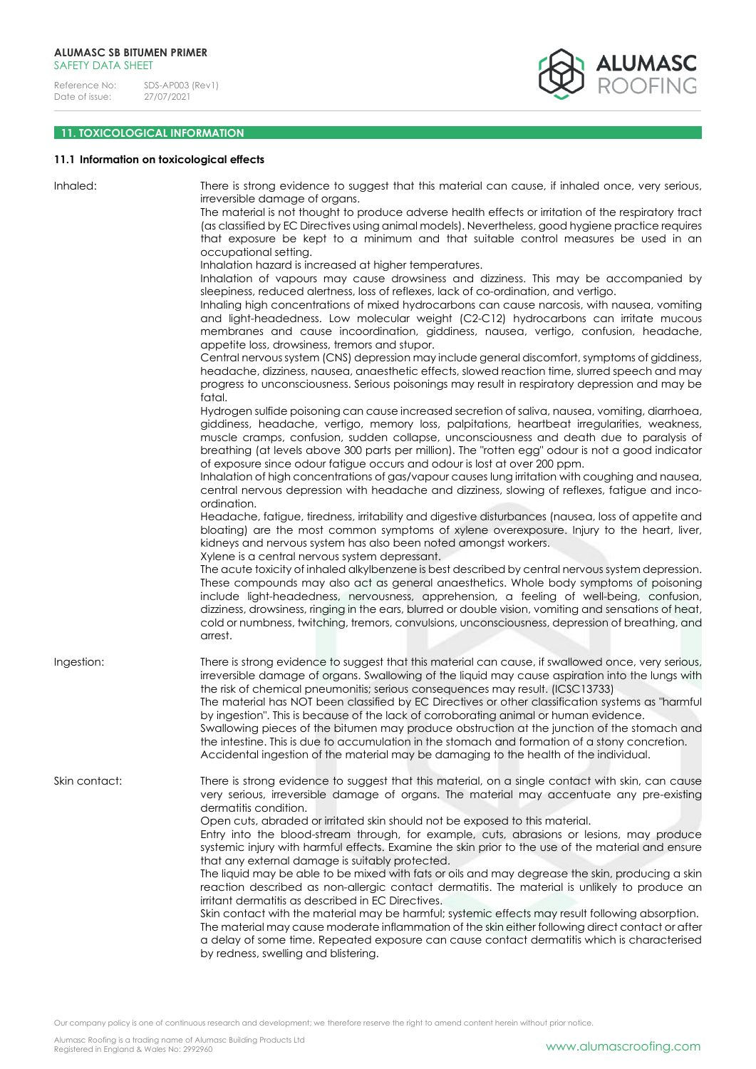## 11. TOXICOLOGICAL INFORMATION

### 11.1 Information on toxicological effects

**Inhaled:**

There is strong evidence to suggest that this material can cause, if inhaled once, very serious, irreversible damage of organs.
The material is not thought to produce adverse health effects or irritation of the respiratory tract (as classified by EC Directives using animal models). Nevertheless, good hygiene practice requires that exposure be kept to a minimum and that suitable control measures be used in an occupational setting.
Inhalation hazard is increased at higher temperatures.
Inhalation of vapours may cause drowsiness and dizziness. This may be accompanied by sleepiness, reduced alertness, loss of reflexes, lack of co-ordination, and vertigo.
Inhaling high concentrations of mixed hydrocarbons can cause narcosis, with nausea, vomiting and light-headedness. Low molecular weight (C2-C12) hydrocarbons can irritate mucous membranes and cause incoordination, giddiness, nausea, vertigo, confusion, headache, appetite loss, drowsiness, tremors and stupor.
Central nervous system (CNS) depression may include general discomfort, symptoms of giddiness, headache, dizziness, nausea, anaesthetic effects, slowed reaction time, slurred speech and may progress to unconsciousness. Serious poisonings may result in respiratory depression and may be fatal.
Hydrogen sulfide poisoning can cause increased secretion of saliva, nausea, vomiting, diarrhoea, giddiness, headache, vertigo, memory loss, palpitations, heartbeat irregularities, weakness, muscle cramps, confusion, sudden collapse, unconsciousness and death due to paralysis of breathing (at levels above 300 parts per million). The "rotten egg" odour is not a good indicator of exposure since odour fatigue occurs and odour is lost at over 200 ppm.
Inhalation of high concentrations of gas/vapour causes lung irritation with coughing and nausea, central nervous depression with headache and dizziness, slowing of reflexes, fatigue and inco-ordination.
Headache, fatigue, tiredness, irritability and digestive disturbances (nausea, loss of appetite and bloating) are the most common symptoms of xylene overexposure. Injury to the heart, liver, kidneys and nervous system has also been noted amongst workers.
Xylene is a central nervous system depressant.
The acute toxicity of inhaled alkylbenzene is best described by central nervous system depression. These compounds may also act as general anaesthetics. Whole body symptoms of poisoning include light-headedness, nervousness, apprehension, a feeling of well-being, confusion, dizziness, drowsiness, ringing in the ears, blurred or double vision, vomiting and sensations of heat, cold or numbness, twitching, tremors, convulsions, unconsciousness, depression of breathing, and arrest.

**Ingestion:**

There is strong evidence to suggest that this material can cause, if swallowed once, very serious, irreversible damage of organs. Swallowing of the liquid may cause aspiration into the lungs with the risk of chemical pneumonitis; serious consequences may result. (ICSC13733)
The material has NOT been classified by EC Directives or other classification systems as "harmful by ingestion". This is because of the lack of corroborating animal or human evidence.
Swallowing pieces of the bitumen may produce obstruction at the junction of the stomach and the intestine. This is due to accumulation in the stomach and formation of a stony concretion.
Accidental ingestion of the material may be damaging to the health of the individual.

**Skin contact:**

There is strong evidence to suggest that this material, on a single contact with skin, can cause very serious, irreversible damage of organs. The material may accentuate any pre-existing dermatitis condition.
Open cuts, abraded or irritated skin should not be exposed to this material.
Entry into the blood-stream through, for example, cuts, abrasions or lesions, may produce systemic injury with harmful effects. Examine the skin prior to the use of the material and ensure that any external damage is suitably protected.
The liquid may be able to be mixed with fats or oils and may degrease the skin, producing a skin reaction described as non-allergic contact dermatitis. The material is unlikely to produce an irritant dermatitis as described in EC Directives.
Skin contact with the material may be harmful; systemic effects may result following absorption.
The material may cause moderate inflammation of the skin either following direct contact or after a delay of some time. Repeated exposure can cause contact dermatitis which is characterised by redness, swelling and blistering.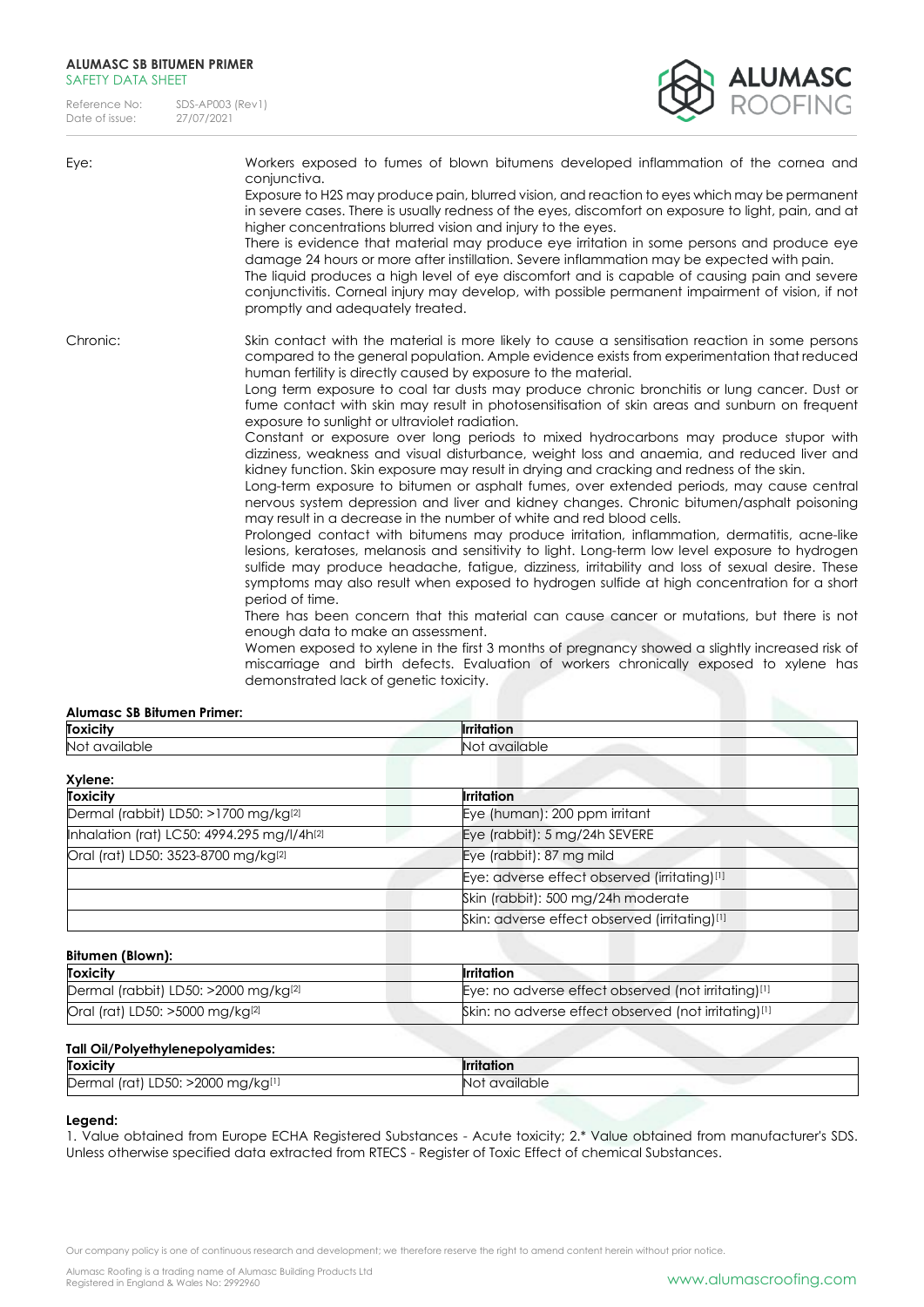Eye:

Workers exposed to fumes of blown bitumens developed inflammation of the cornea and conjunctiva.
Exposure to H2S may produce pain, blurred vision, and reaction to eyes which may be permanent in severe cases. There is usually redness of the eyes, discomfort on exposure to light, pain, and at higher concentrations blurred vision and injury to the eyes.
There is evidence that material may produce eye irritation in some persons and produce eye damage 24 hours or more after instillation. Severe inflammation may be expected with pain.
The liquid produces a high level of eye discomfort and is capable of causing pain and severe conjunctivitis. Corneal injury may develop, with possible permanent impairment of vision, if not promptly and adequately treated.

Chronic:

Skin contact with the material is more likely to cause a sensitisation reaction in some persons compared to the general population. Ample evidence exists from experimentation that reduced human fertility is directly caused by exposure to the material.
Long term exposure to coal tar dusts may produce chronic bronchitis or lung cancer. Dust or fume contact with skin may result in photosensitisation of skin areas and sunburn on frequent exposure to sunlight or ultraviolet radiation.
Constant or exposure over long periods to mixed hydrocarbons may produce stupor with dizziness, weakness and visual disturbance, weight loss and anaemia, and reduced liver and kidney function. Skin exposure may result in drying and cracking and redness of the skin.
Long-term exposure to bitumen or asphalt fumes, over extended periods, may cause central nervous system depression and liver and kidney changes. Chronic bitumen/asphalt poisoning may result in a decrease in the number of white and red blood cells.
Prolonged contact with bitumens may produce irritation, inflammation, dermatitis, acne-like lesions, keratoses, melanosis and sensitivity to light. Long-term low level exposure to hydrogen sulfide may produce headache, fatigue, dizziness, irritability and loss of sexual desire. These symptoms may also result when exposed to hydrogen sulfide at high concentration for a short period of time.
There has been concern that this material can cause cancer or mutations, but there is not enough data to make an assessment.
Women exposed to xylene in the first 3 months of pregnancy showed a slightly increased risk of miscarriage and birth defects. Evaluation of workers chronically exposed to xylene has demonstrated lack of genetic toxicity.

**Alumasc SB Bitumen Primer:**

| Toxicity | Irritation |
|---|---|
| Not available | Not available |

**Xylene:**

| Toxicity | Irritation |
|---|---|
| Dermal (rabbit) LD50: >1700 mg/kg[2] | Eye (human): 200 ppm irritant |
| Inhalation (rat) LC50: 4994.295 mg/l/4h[2] | Eye (rabbit): 5 mg/24h SEVERE |
| Oral (rat) LD50: 3523-8700 mg/kg[2] | Eye (rabbit): 87 mg mild |
| | Eye: adverse effect observed (irritating)[1] |
| | Skin (rabbit): 500 mg/24h moderate |
| | Skin: adverse effect observed (irritating)[1] |

**Bitumen (Blown):**

| Toxicity | Irritation |
|---|---|
| Dermal (rabbit) LD50: >2000 mg/kg[2] | Eye: no adverse effect observed (not irritating)[1] |
| Oral (rat) LD50: >5000 mg/kg[2] | Skin: no adverse effect observed (not irritating)[1] |

**Tall Oil/Polyethylenepolyamides:**

| Toxicity | Irritation |
|---|---|
| Dermal (rat) LD50: >2000 mg/kg[1] | Not available |

**Legend:**
1. Value obtained from Europe ECHA Registered Substances - Acute toxicity; 2.* Value obtained from manufacturer's SDS. Unless otherwise specified data extracted from RTECS - Register of Toxic Effect of chemical Substances.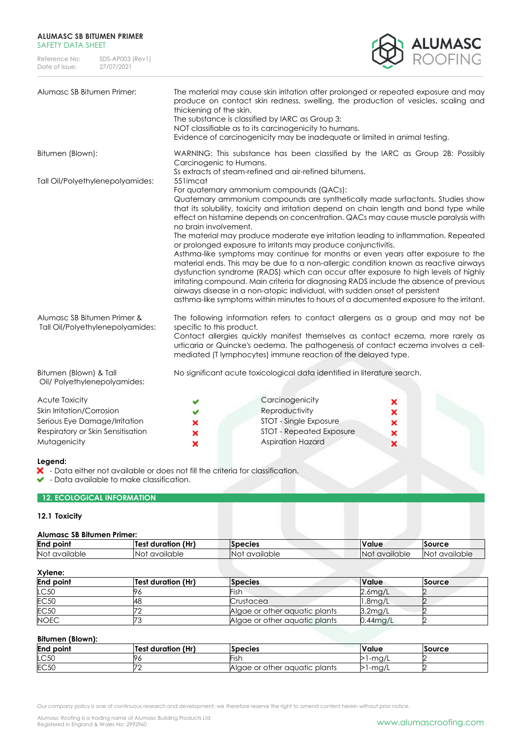| | |
|---|---|
| Alumasc SB Bitumen Primer: | The material may cause skin irritation after prolonged or repeated exposure and may produce on contact skin redness, swelling, the production of vesicles, scaling and thickening of the skin.<br>The substance is classified by IARC as Group 3:<br>NOT classifiable as to its carcinogenicity to humans.<br>Evidence of carcinogenicity may be inadequate or limited in animal testing. |
| Bitumen (Blown): | WARNING: This substance has been classified by the IARC as Group 2B: Possibly Carcinogenic to Humans.<br>Ss extracts of steam-refined and air-refined bitumens. |
| Tall Oil/Polyethylenepolyamides: | 551imcat<br>For quaternary ammonium compounds (QACs):<br>Quaternary ammonium compounds are synthetically made surfactants. Studies show that its solubility, toxicity and irritation depend on chain length and bond type while effect on histamine depends on concentration. QACs may cause muscle paralysis with no brain involvement.<br>The material may produce moderate eye irritation leading to inflammation. Repeated or prolonged exposure to irritants may produce conjunctivitis.<br>Asthma-like symptoms may continue for months or even years after exposure to the material ends. This may be due to a non-allergic condition known as reactive airways dysfunction syndrome (RADS) which can occur after exposure to high levels of highly irritating compound. Main criteria for diagnosing RADS include the absence of previous airways disease in a non-atopic individual, with sudden onset of persistent asthma-like symptoms within minutes to hours of a documented exposure to the irritant. |
| Alumasc SB Bitumen Primer & Tall Oil/Polyethylenepolyamides: | The following information refers to contact allergens as a group and may not be specific to this product.<br>Contact allergies quickly manifest themselves as contact eczema, more rarely as urticaria or Quincke's oedema. The pathogenesis of contact eczema involves a cell-mediated (T lymphocytes) immune reaction of the delayed type. |
| Bitumen (Blown) & Tall Oil/ Polyethylenepolyamides: | No significant acute toxicological data identified in literature search. |

| | | | |
|---|---|---|---|
| Acute Toxicity | ✔ | Carcinogenicity | ✘ |
| Skin Irritation/Corrosion | ✔ | Reproductivity | ✘ |
| Serious Eye Damage/Irritation | ✘ | STOT - Single Exposure | ✘ |
| Respiratory or Skin Sensitisation | ✘ | STOT - Repeated Exposure | ✘ |
| Mutagenicity | ✘ | Aspiration Hazard | ✘ |

**Legend:**

✘ - Data either not available or does not fill the criteria for classification.
✔ - Data available to make classification.

## 12. ECOLOGICAL INFORMATION

### 12.1 Toxicity

**Alumasc SB Bitumen Primer:**

| End point | Test duration (Hr) | Species | Value | Source |
|---|---|---|---|---|
| Not available | Not available | Not available | Not available | Not available |

**Xylene:**

| End point | Test duration (Hr) | Species | Value | Source |
|---|---|---|---|---|
| LC50 | 96 | Fish | 2.6mg/L | 2 |
| EC50 | 48 | Crustacea | 1.8mg/L | 2 |
| EC50 | 72 | Algae or other aquatic plants | 3.2mg/L | 2 |
| NOEC | 73 | Algae or other aquatic plants | 0.44mg/L | 2 |

**Bitumen (Blown):**

| End point | Test duration (Hr) | Species | Value | Source |
|---|---|---|---|---|
| LC50 | 96 | Fish | >1-mg/L | 2 |
| EC50 | 72 | Algae or other aquatic plants | >1-mg/L | 2 |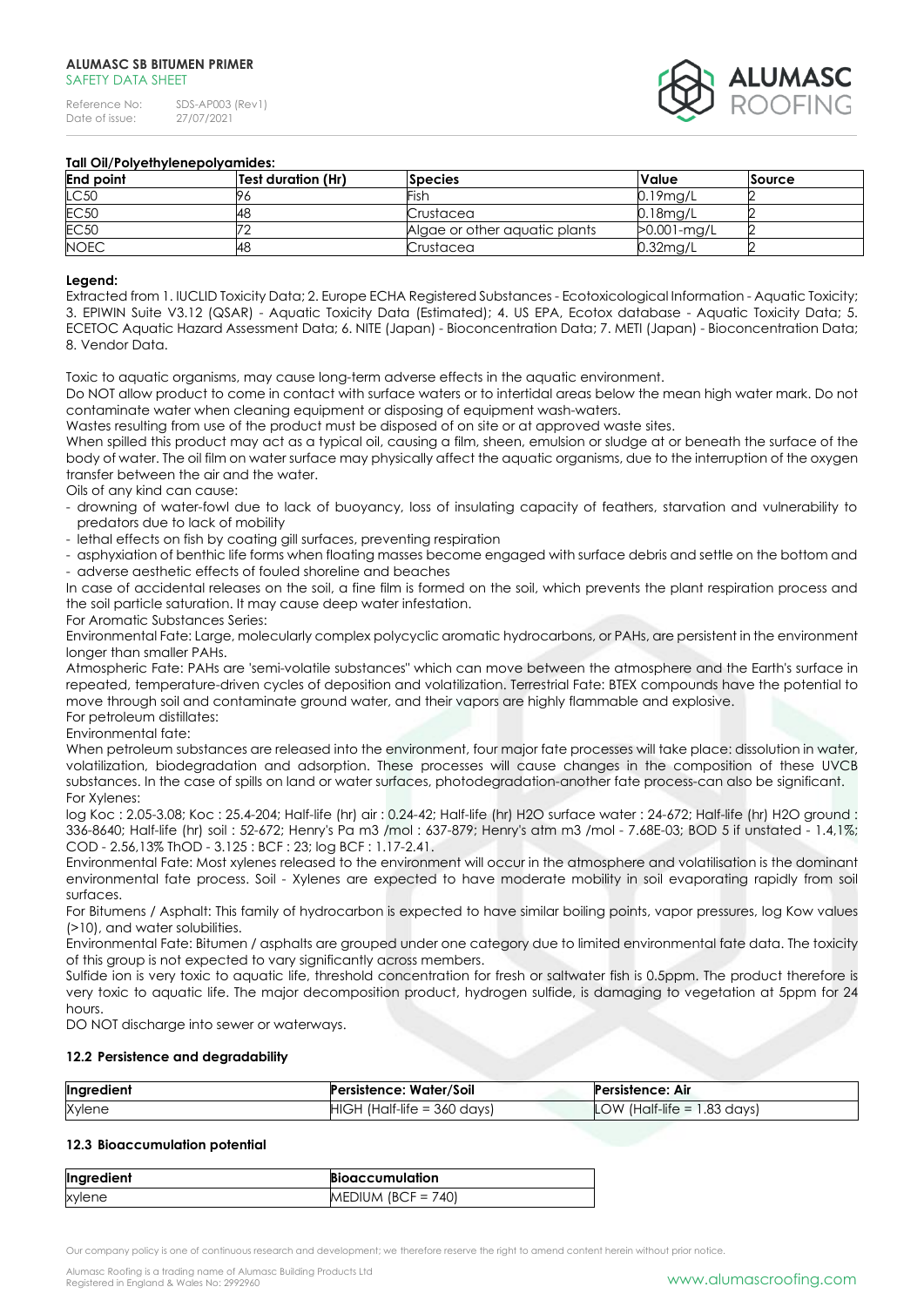**Tall Oil/Polyethylenepolyamides:**

| End point | Test duration (Hr) | Species | Value | Source |
|---|---|---|---|---|
| LC50 | 96 | Fish | 0.19mg/L | 2 |
| EC50 | 48 | Crustacea | 0.18mg/L | 2 |
| EC50 | 72 | Algae or other aqautic plants | >0.001-mg/L | 2 |
| NOEC | 48 | Crustacea | 0.32mg/L | 2 |

**Legend:**

Extracted from 1. IUCLID Toxicity Data; 2. Europe ECHA Registered Substances - Ecotoxicological Information - Aquatic Toxicity; 3. EPIWIN Suite V3.12 (QSAR) - Aquatic Toxicity Data (Estimated); 4. US EPA, Ecotox database - Aquatic Toxicity Data; 5. ECETOC Aquatic Hazard Assessment Data; 6. NITE (Japan) - Bioconcentration Data; 7. METI (Japan) - Bioconcentration Data; 8. Vendor Data.

Toxic to aquatic organisms, may cause long-term adverse effects in the aquatic environment.

Do NOT allow product to come in contact with surface waters or to intertidal areas below the mean high water mark. Do not contaminate water when cleaning equipment or disposing of equipment wash-waters.

Wastes resulting from use of the product must be disposed of on site or at approved waste sites.

When spilled this product may act as a typical oil, causing a film, sheen, emulsion or sludge at or beneath the surface of the body of water. The oil film on water surface may physically affect the aquatic organisms, due to the interruption of the oxygen transfer between the air and the water.

Oils of any kind can cause:

- drowning of water-fowl due to lack of buoyancy, loss of insulating capacity of feathers, starvation and vulnerability to predators due to lack of mobility
- lethal effects on fish by coating gill surfaces, preventing respiration
- asphyxiation of benthic life forms when floating masses become engaged with surface debris and settle on the bottom and
- adverse aesthetic effects of fouled shoreline and beaches

In case of accidental releases on the soil, a fine film is formed on the soil, which prevents the plant respiration process and the soil particle saturation. It may cause deep water infestation.

For Aromatic Substances Series:

Environmental Fate: Large, molecularly complex polycyclic aromatic hydrocarbons, or PAHs, are persistent in the environment longer than smaller PAHs.

Atmospheric Fate: PAHs are 'semi-volatile substances" which can move between the atmosphere and the Earth's surface in repeated, temperature-driven cycles of deposition and volatilization. Terrestrial Fate: BTEX compounds have the potential to move through soil and contaminate ground water, and their vapors are highly flammable and explosive.

For petroleum distillates:

Environmental fate:

When petroleum substances are released into the environment, four major fate processes will take place: dissolution in water, volatilization, biodegradation and adsorption. These processes will cause changes in the composition of these UVCB substances. In the case of spills on land or water surfaces, photodegradation-another fate process-can also be significant.

For Xylenes:

log Koc : 2.05-3.08; Koc : 25.4-204; Half-life (hr) air : 0.24-42; Half-life (hr) H2O surface water : 24-672; Half-life (hr) H2O ground : 336-8640; Half-life (hr) soil : 52-672; Henry's Pa m3 /mol : 637-879; Henry's atm m3 /mol - 7.68E-03; BOD 5 if unstated - 1.4,1%; COD - 2.56,13% ThOD - 3.125 : BCF : 23; log BCF : 1.17-2.41.

Environmental Fate: Most xylenes released to the environment will occur in the atmosphere and volatilisation is the dominant environmental fate process. Soil - Xylenes are expected to have moderate mobility in soil evaporating rapidly from soil surfaces.

For Bitumens / Asphalt: This family of hydrocarbon is expected to have similar boiling points, vapor pressures, log Kow values (>10), and water solubilities.

Environmental Fate: Bitumen / asphalts are grouped under one category due to limited environmental fate data. The toxicity of this group is not expected to vary significantly across members.

Sulfide ion is very toxic to aquatic life, threshold concentration for fresh or saltwater fish is 0.5ppm. The product therefore is very toxic to aquatic life. The major decomposition product, hydrogen sulfide, is damaging to vegetation at 5ppm for 24 hours.

DO NOT discharge into sewer or waterways.

### 12.2 Persistence and degradability

| Ingredient | Persistence: Water/Soil | Persistence: Air |
|---|---|---|
| Xylene | HIGH (Half-life = 360 days) | LOW (Half-life = 1.83 days) |

### 12.3 Bioaccumulation potential

| Ingredient | Bioaccumulation |
|---|---|
| xylene | MEDIUM (BCF = 740) |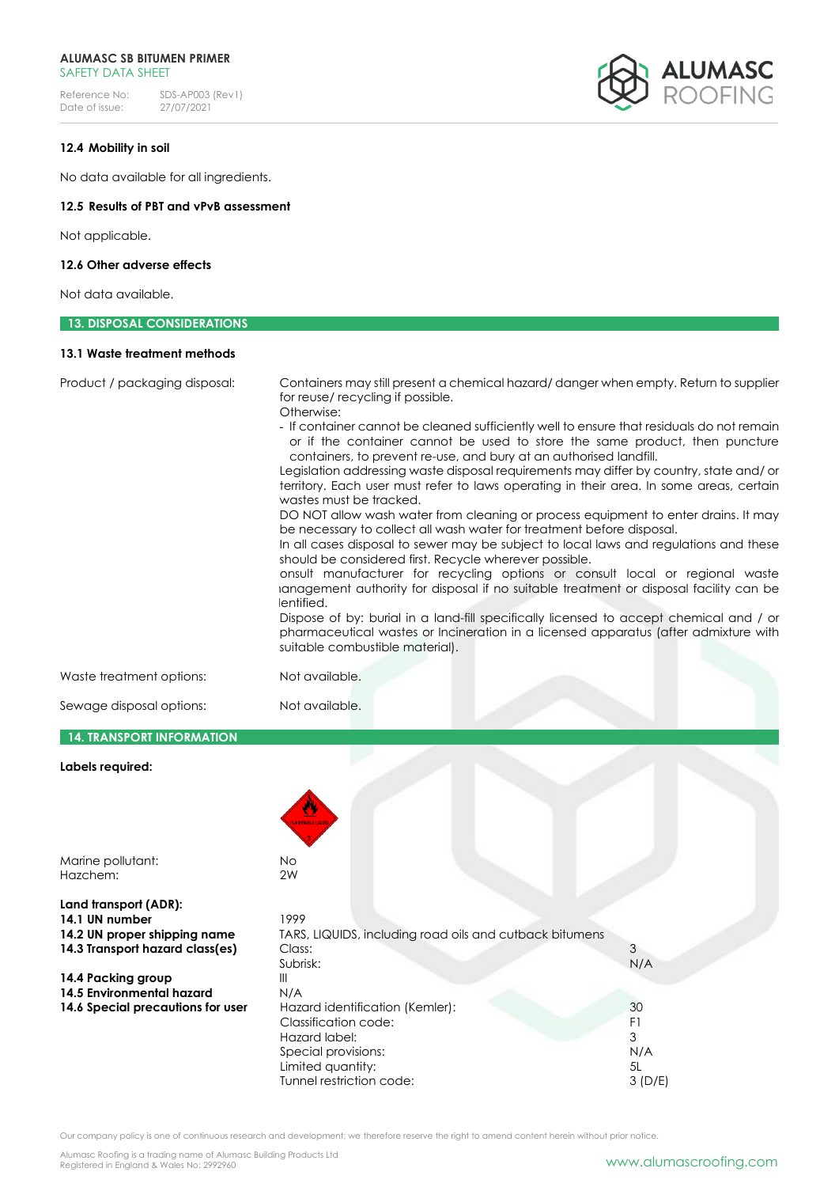### 12.4 Mobility in soil

No data available for all ingredients.

### 12.5 Results of PBT and vPvB assessment

Not applicable.

### 12.6 Other adverse effects

Not data available.

## 13. DISPOSAL CONSIDERATIONS

### 13.1 Waste treatment methods

**Product / packaging disposal:**

Containers may still present a chemical hazard/ danger when empty. Return to supplier for reuse/ recycling if possible.

Otherwise:

- If container cannot be cleaned sufficiently well to ensure that residuals do not remain or if the container cannot be used to store the same product, then puncture containers, to prevent re-use, and bury at an authorised landfill.

Legislation addressing waste disposal requirements may differ by country, state and/ or territory. Each user must refer to laws operating in their area. In some areas, certain wastes must be tracked.

DO NOT allow wash water from cleaning or process equipment to enter drains. It may be necessary to collect all wash water for treatment before disposal.

In all cases disposal to sewer may be subject to local laws and regulations and these should be considered first. Recycle wherever possible.

onsult manufacturer for recycling options or consult local or regional waste ıanagement authority for disposal if no suitable treatment or disposal facility can be lentified.

Dispose of by: burial in a land-fill specifically licensed to accept chemical and / or pharmaceutical wastes or Incineration in a licensed apparatus (after admixture with suitable combustible material).

Waste treatment options: Not available.

Sewage disposal options: Not available.

## 14. TRANSPORT INFORMATION

**Labels required:**

Marine pollutant: No
Hazchem: 2W

**Land transport (ADR):**

| | | |
|---|---|---|
| **14.1 UN number** | 1999 | |
| **14.2 UN proper shipping name** | TARS, LIQUIDS, including road oils and cutback bitumens | |
| **14.3 Transport hazard class(es)** | Class: | 3 |
| | Subrisk: | N/A |
| **14.4 Packing group** | III | |
| **14.5 Environmental hazard** | N/A | |
| **14.6 Special precautions for user** | Hazard identification (Kemler): | 30 |
| | Classification code: | F1 |
| | Hazard label: | 3 |
| | Special provisions: | N/A |
| | Limited quantity: | 5L |
| | Tunnel restriction code: | 3 (D/E) |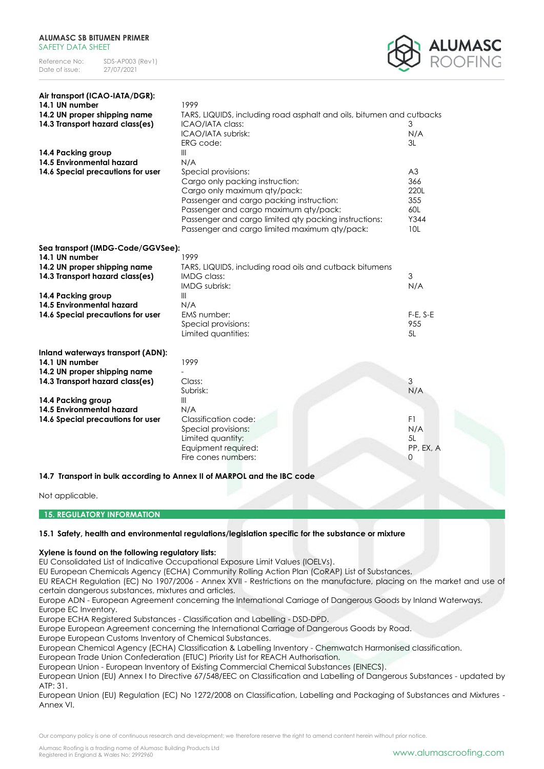**Air transport (ICAO-IATA/DGR):**

| | | |
|---|---|---|
| **14.1 UN number** | 1999 | |
| **14.2 UN proper shipping name** | TARS, LIQUIDS, including road asphalt and oils, bitumen and cutbacks | |
| **14.3 Transport hazard class(es)** | ICAO/IATA class: | 3 |
| | ICAO/IATA subrisk: | N/A |
| | ERG code: | 3L |
| **14.4 Packing group** | III | |
| **14.5 Environmental hazard** | N/A | |
| **14.6 Special precautions for user** | Special provisions: | A3 |
| | Cargo only packing instruction: | 366 |
| | Cargo only maximum qty/pack: | 220L |
| | Passenger and cargo packing instruction: | 355 |
| | Passenger and cargo maximum qty/pack: | 60L |
| | Passenger and cargo limited qty packing instructions: | Y344 |
| | Passenger and cargo limited maximum qty/pack: | 10L |

**Sea transport (IMDG-Code/GGVSee):**

| | | |
|---|---|---|
| **14.1 UN number** | 1999 | |
| **14.2 UN proper shipping name** | TARS, LIQUIDS, including road oils and cutback bitumens | |
| **14.3 Transport hazard class(es)** | IMDG class: | 3 |
| | IMDG subrisk: | N/A |
| **14.4 Packing group** | III | |
| **14.5 Environmental hazard** | N/A | |
| **14.6 Special precautions for user** | EMS number: | F-E, S-E |
| | Special provisions: | 955 |
| | Limited quantities: | 5L |

**Inland waterways transport (ADN):**

| | | |
|---|---|---|
| **14.1 UN number** | 1999 | |
| **14.2 UN proper shipping name** | - | |
| **14.3 Transport hazard class(es)** | Class: | 3 |
| | Subrisk: | N/A |
| **14.4 Packing group** | III | |
| **14.5 Environmental hazard** | N/A | |
| **14.6 Special precautions for user** | Classification code: | F1 |
| | Special provisions: | N/A |
| | Limited quantity: | 5L |
| | Equipment required: | PP, EX, A |
| | Fire cones numbers: | 0 |

**14.7 Transport in bulk according to Annex II of MARPOL and the IBC code**

Not applicable.

## 15. REGULATORY INFORMATION

**15.1 Safety, health and environmental regulations/legislation specific for the substance or mixture**

**Xylene is found on the following regulatory lists:**

EU Consolidated List of Indicative Occupational Exposure Limit Values (IOELVs).
EU European Chemicals Agency (ECHA) Community Rolling Action Plan (CoRAP) List of Substances.
EU REACH Regulation (EC) No 1907/2006 - Annex XVII - Restrictions on the manufacture, placing on the market and use of certain dangerous substances, mixtures and articles.
Europe ADN - European Agreement concerning the International Carriage of Dangerous Goods by Inland Waterways.
Europe EC Inventory.
Europe ECHA Registered Substances - Classification and Labelling - DSD-DPD.
Europe European Agreement concerning the International Carriage of Dangerous Goods by Road.
Europe European Customs Inventory of Chemical Substances.
European Chemical Agency (ECHA) Classification & Labelling Inventory - Chemwatch Harmonised classification.
European Trade Union Confederation (ETUC) Priority List for REACH Authorisation.
European Union - European Inventory of Existing Commercial Chemical Substances (EINECS).
European Union (EU) Annex I to Directive 67/548/EEC on Classification and Labelling of Dangerous Substances - updated by ATP: 31.
European Union (EU) Regulation (EC) No 1272/2008 on Classification, Labelling and Packaging of Substances and Mixtures - Annex VI.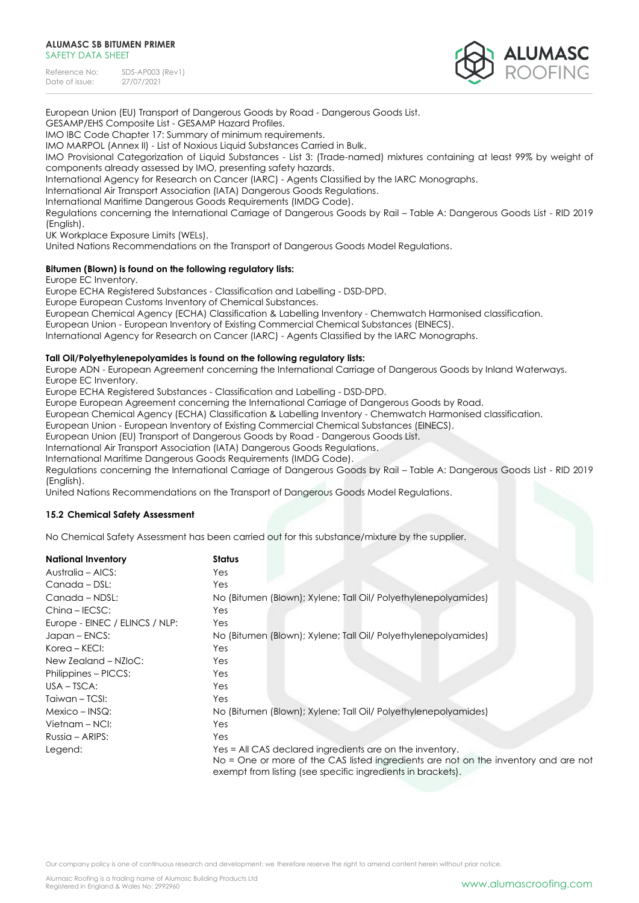European Union (EU) Transport of Dangerous Goods by Road - Dangerous Goods List.
GESAMP/EHS Composite List - GESAMP Hazard Profiles.
IMO IBC Code Chapter 17: Summary of minimum requirements.
IMO MARPOL (Annex II) - List of Noxious Liquid Substances Carried in Bulk.
IMO Provisional Categorization of Liquid Substances - List 3: (Trade-named) mixtures containing at least 99% by weight of components already assessed by IMO, presenting safety hazards.
International Agency for Research on Cancer (IARC) - Agents Classified by the IARC Monographs.
International Air Transport Association (IATA) Dangerous Goods Regulations.
International Maritime Dangerous Goods Requirements (IMDG Code).
Regulations concerning the International Carriage of Dangerous Goods by Rail – Table A: Dangerous Goods List - RID 2019 (English).
UK Workplace Exposure Limits (WELs).
United Nations Recommendations on the Transport of Dangerous Goods Model Regulations.

**Bitumen (Blown) is found on the following regulatory lists:**
Europe EC Inventory.
Europe ECHA Registered Substances - Classification and Labelling - DSD-DPD.
Europe European Customs Inventory of Chemical Substances.
European Chemical Agency (ECHA) Classification & Labelling Inventory - Chemwatch Harmonised classification.
European Union - European Inventory of Existing Commercial Chemical Substances (EINECS).
International Agency for Research on Cancer (IARC) - Agents Classified by the IARC Monographs.

**Tall Oil/Polyethylenepolyamides is found on the following regulatory lists:**
Europe ADN - European Agreement concerning the International Carriage of Dangerous Goods by Inland Waterways.
Europe EC Inventory.
Europe ECHA Registered Substances - Classification and Labelling - DSD-DPD.
Europe European Agreement concerning the International Carriage of Dangerous Goods by Road.
European Chemical Agency (ECHA) Classification & Labelling Inventory - Chemwatch Harmonised classification.
European Union - European Inventory of Existing Commercial Chemical Substances (EINECS).
European Union (EU) Transport of Dangerous Goods by Road - Dangerous Goods List.
International Air Transport Association (IATA) Dangerous Goods Regulations.
International Maritime Dangerous Goods Requirements (IMDG Code).
Regulations concerning the International Carriage of Dangerous Goods by Rail – Table A: Dangerous Goods List - RID 2019 (English).
United Nations Recommendations on the Transport of Dangerous Goods Model Regulations.

### 15.2 Chemical Safety Assessment

No Chemical Safety Assessment has been carried out for this substance/mixture by the supplier.

| National Inventory | Status |
|---|---|
| Australia – AICS: | Yes |
| Canada – DSL: | Yes |
| Canada – NDSL: | No (Bitumen (Blown); Xylene; Tall Oil/ Polyethylenepolyamides) |
| China – IECSC: | Yes |
| Europe - EINEC / ELINCS / NLP: | Yes |
| Japan – ENCS: | No (Bitumen (Blown); Xylene; Tall Oil/ Polyethylenepolyamides) |
| Korea – KECI: | Yes |
| New Zealand – NZIoC: | Yes |
| Philippines – PICCS: | Yes |
| USA – TSCA: | Yes |
| Taiwan – TCSI: | Yes |
| Mexico – INSQ: | No (Bitumen (Blown); Xylene; Tall Oil/ Polyethylenepolyamides) |
| Vietnam – NCI: | Yes |
| Russia – ARIPS: | Yes |
| Legend: | Yes = All CAS declared ingredients are on the inventory. No = One or more of the CAS listed ingredients are not on the inventory and are not exempt from listing (see specific ingredients in brackets). |

Our company policy is one of continuous research and development; we therefore reserve the right to amend content herein without prior notice.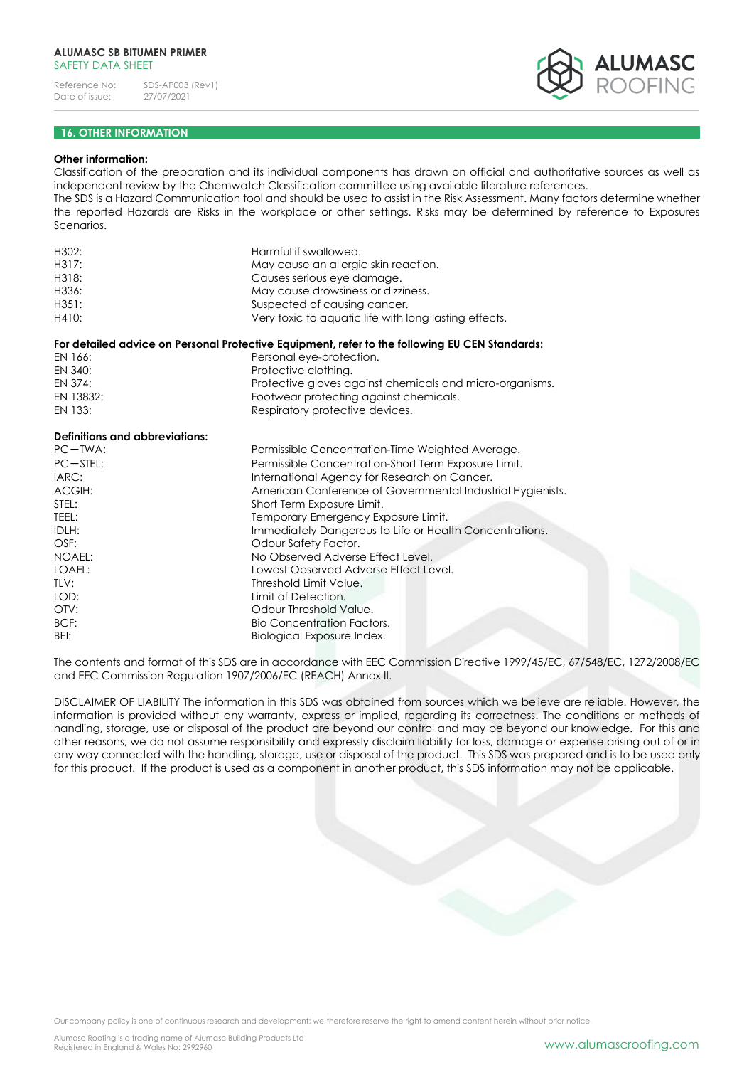## 16. OTHER INFORMATION

**Other information:**

Classification of the preparation and its individual components has drawn on official and authoritative sources as well as independent review by the Chemwatch Classification committee using available literature references.

The SDS is a Hazard Communication tool and should be used to assist in the Risk Assessment. Many factors determine whether the reported Hazards are Risks in the workplace or other settings. Risks may be determined by reference to Exposures Scenarios.

| | |
|---|---|
| H302: | Harmful if swallowed. |
| H317: | May cause an allergic skin reaction. |
| H318: | Causes serious eye damage. |
| H336: | May cause drowsiness or dizziness. |
| H351: | Suspected of causing cancer. |
| H410: | Very toxic to aquatic life with long lasting effects. |

**For detailed advice on Personal Protective Equipment, refer to the following EU CEN Standards:**

| | |
|---|---|
| EN 166: | Personal eye-protection. |
| EN 340: | Protective clothing. |
| EN 374: | Protective gloves against chemicals and micro-organisms. |
| EN 13832: | Footwear protecting against chemicals. |
| EN 133: | Respiratory protective devices. |

**Definitions and abbreviations:**

| | |
|---|---|
| PC—TWA: | Permissible Concentration-Time Weighted Average. |
| PC—STEL: | Permissible Concentration-Short Term Exposure Limit. |
| IARC: | International Agency for Research on Cancer. |
| ACGIH: | American Conference of Governmental Industrial Hygienists. |
| STEL: | Short Term Exposure Limit. |
| TEEL: | Temporary Emergency Exposure Limit. |
| IDLH: | Immediately Dangerous to Life or Health Concentrations. |
| OSF: | Odour Safety Factor. |
| NOAEL: | No Observed Adverse Effect Level. |
| LOAEL: | Lowest Observed Adverse Effect Level. |
| TLV: | Threshold Limit Value. |
| LOD: | Limit of Detection. |
| OTV: | Odour Threshold Value. |
| BCF: | Bio Concentration Factors. |
| BEI: | Biological Exposure Index. |

The contents and format of this SDS are in accordance with EEC Commission Directive 1999/45/EC, 67/548/EC, 1272/2008/EC and EEC Commission Regulation 1907/2006/EC (REACH) Annex II.

DISCLAIMER OF LIABILITY The information in this SDS was obtained from sources which we believe are reliable. However, the information is provided without any warranty, express or implied, regarding its correctness. The conditions or methods of handling, storage, use or disposal of the product are beyond our control and may be beyond our knowledge. For this and other reasons, we do not assume responsibility and expressly disclaim liability for loss, damage or expense arising out of or in any way connected with the handling, storage, use or disposal of the product. This SDS was prepared and is to be used only for this product. If the product is used as a component in another product, this SDS information may not be applicable.